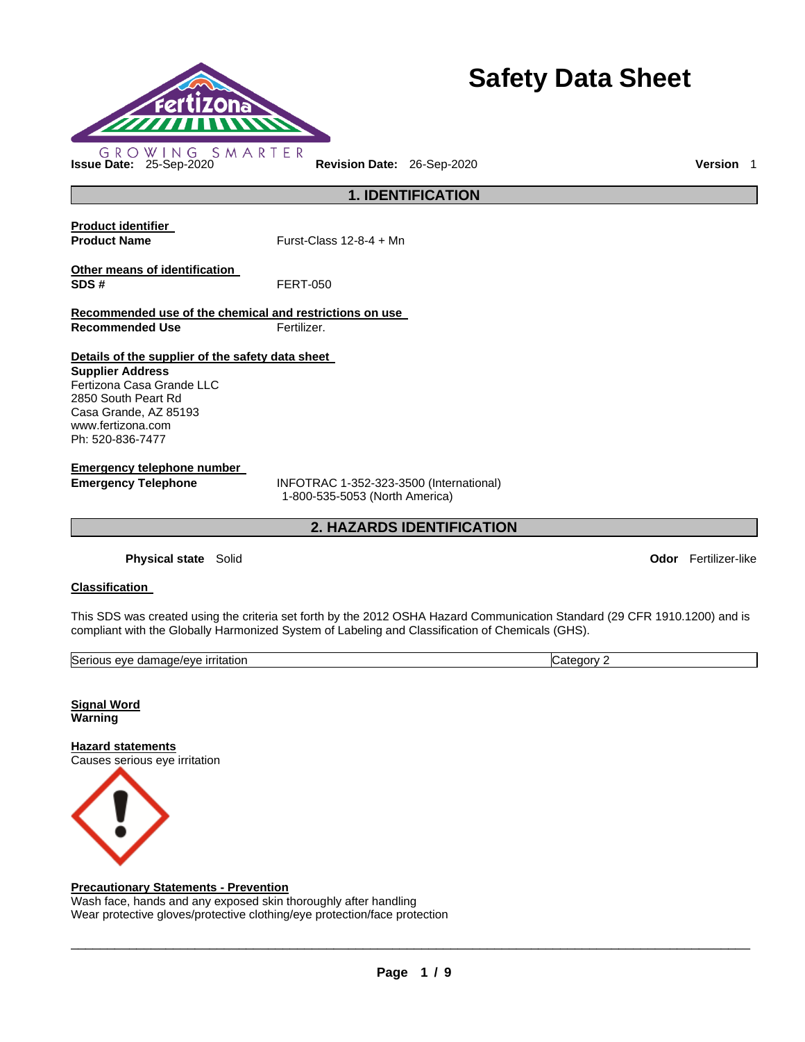# Safety Data Sheet

GROWING SMARTER

**Issue Date:** 25-Sep-2020 **Revision Date:** 26-Sep-2020 **Version** 1

## 1. IDENTIFICATION

**Product identifier**

**Product Name** Furst-Class 12-8-4 + Mn

**Other means of identification**

**SDS #** FERT-050

**Recommended use of the chemical and restrictions on use**

**Recommended Use** Fertilizer.

**Details of the supplier of the safety data sheet**

**Supplier Address**
Fertizona Casa Grande LLC
2850 South Peart Rd
Casa Grande, AZ 85193
www.fertizona.com
Ph: 520-836-7477

**Emergency telephone number**

**Emergency Telephone** INFOTRAC 1-352-323-3500 (International)
1-800-535-5053 (North America)

## 2. HAZARDS IDENTIFICATION

**Physical state** Solid **Odor** Fertilizer-like

**Classification**

This SDS was created using the criteria set forth by the 2012 OSHA Hazard Communication Standard (29 CFR 1910.1200) and is compliant with the Globally Harmonized System of Labeling and Classification of Chemicals (GHS).

| Serious eye damage/eye irritation | Category 2 |
|---|---|

**Signal Word**
**Warning**

**Hazard statements**
Causes serious eye irritation

**Precautionary Statements - Prevention**
Wash face, hands and any exposed skin thoroughly after handling
Wear protective gloves/protective clothing/eye protection/face protection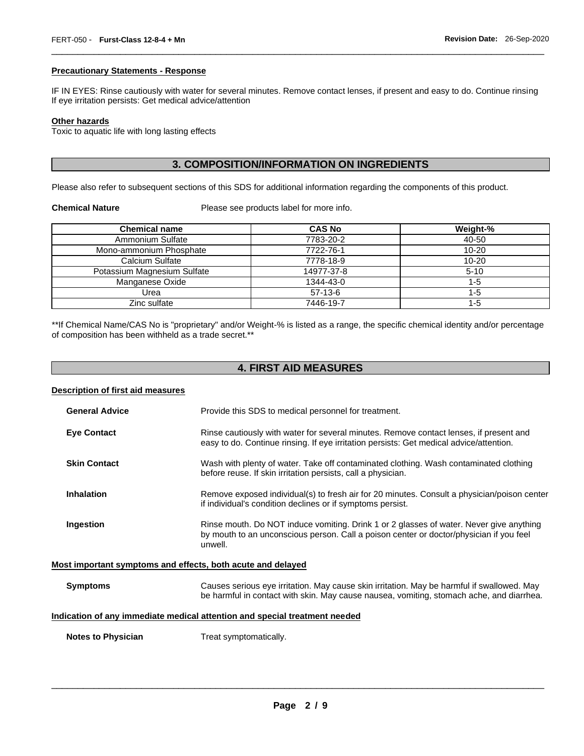**Precautionary Statements - Response**

IF IN EYES: Rinse cautiously with water for several minutes. Remove contact lenses, if present and easy to do. Continue rinsing
If eye irritation persists: Get medical advice/attention

**Other hazards**
Toxic to aquatic life with long lasting effects

## 3. COMPOSITION/INFORMATION ON INGREDIENTS

Please also refer to subsequent sections of this SDS for additional information regarding the components of this product.

**Chemical Nature** Please see products label for more info.

| Chemical name | CAS No | Weight-% |
|---|---|---|
| Ammonium Sulfate | 7783-20-2 | 40-50 |
| Mono-ammonium Phosphate | 7722-76-1 | 10-20 |
| Calcium Sulfate | 7778-18-9 | 10-20 |
| Potassium Magnesium Sulfate | 14977-37-8 | 5-10 |
| Manganese Oxide | 1344-43-0 | 1-5 |
| Urea | 57-13-6 | 1-5 |
| Zinc sulfate | 7446-19-7 | 1-5 |

**If Chemical Name/CAS No is "proprietary" and/or Weight-% is listed as a range, the specific chemical identity and/or percentage of composition has been withheld as a trade secret.**

## 4. FIRST AID MEASURES

**Description of first aid measures**

**General Advice** Provide this SDS to medical personnel for treatment.

**Eye Contact** Rinse cautiously with water for several minutes. Remove contact lenses, if present and easy to do. Continue rinsing. If eye irritation persists: Get medical advice/attention.

**Skin Contact** Wash with plenty of water. Take off contaminated clothing. Wash contaminated clothing before reuse. If skin irritation persists, call a physician.

**Inhalation** Remove exposed individual(s) to fresh air for 20 minutes. Consult a physician/poison center if individual's condition declines or if symptoms persist.

**Ingestion** Rinse mouth. Do NOT induce vomiting. Drink 1 or 2 glasses of water. Never give anything by mouth to an unconscious person. Call a poison center or doctor/physician if you feel unwell.

**Most important symptoms and effects, both acute and delayed**

**Symptoms** Causes serious eye irritation. May cause skin irritation. May be harmful if swallowed. May be harmful in contact with skin. May cause nausea, vomiting, stomach ache, and diarrhea.

**Indication of any immediate medical attention and special treatment needed**

**Notes to Physician** Treat symptomatically.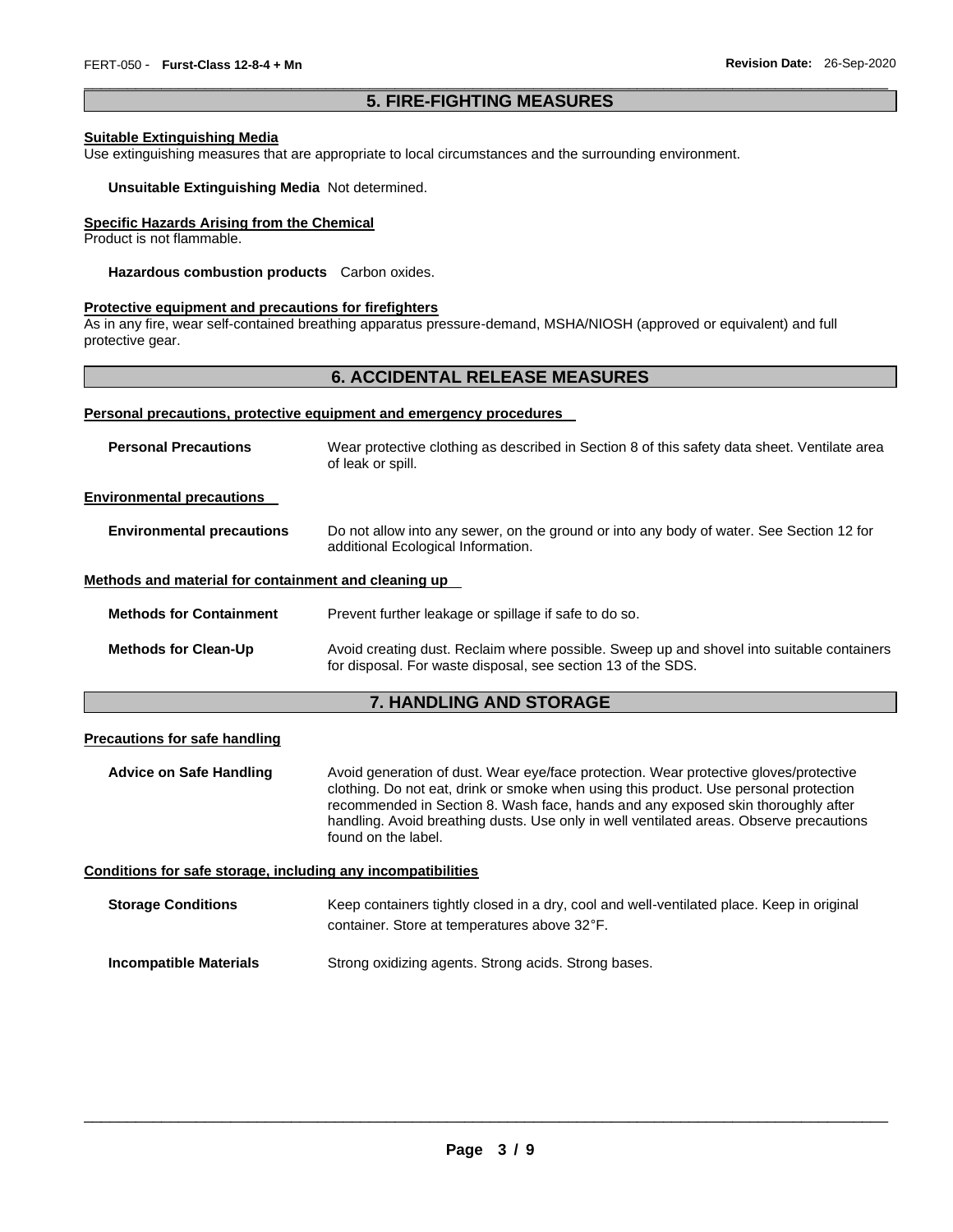## 5. FIRE-FIGHTING MEASURES

**Suitable Extinguishing Media**

Use extinguishing measures that are appropriate to local circumstances and the surrounding environment.

**Unsuitable Extinguishing Media** Not determined.

**Specific Hazards Arising from the Chemical**

Product is not flammable.

**Hazardous combustion products** Carbon oxides.

**Protective equipment and precautions for firefighters**

As in any fire, wear self-contained breathing apparatus pressure-demand, MSHA/NIOSH (approved or equivalent) and full protective gear.

## 6. ACCIDENTAL RELEASE MEASURES

**Personal precautions, protective equipment and emergency procedures**

**Personal Precautions** Wear protective clothing as described in Section 8 of this safety data sheet. Ventilate area of leak or spill.

**Environmental precautions**

**Environmental precautions** Do not allow into any sewer, on the ground or into any body of water. See Section 12 for additional Ecological Information.

**Methods and material for containment and cleaning up**

**Methods for Containment** Prevent further leakage or spillage if safe to do so.

**Methods for Clean-Up** Avoid creating dust. Reclaim where possible. Sweep up and shovel into suitable containers for disposal. For waste disposal, see section 13 of the SDS.

## 7. HANDLING AND STORAGE

**Precautions for safe handling**

**Advice on Safe Handling** Avoid generation of dust. Wear eye/face protection. Wear protective gloves/protective clothing. Do not eat, drink or smoke when using this product. Use personal protection recommended in Section 8. Wash face, hands and any exposed skin thoroughly after handling. Avoid breathing dusts. Use only in well ventilated areas. Observe precautions found on the label.

**Conditions for safe storage, including any incompatibilities**

**Storage Conditions** Keep containers tightly closed in a dry, cool and well-ventilated place. Keep in original container. Store at temperatures above 32°F.

**Incompatible Materials** Strong oxidizing agents. Strong acids. Strong bases.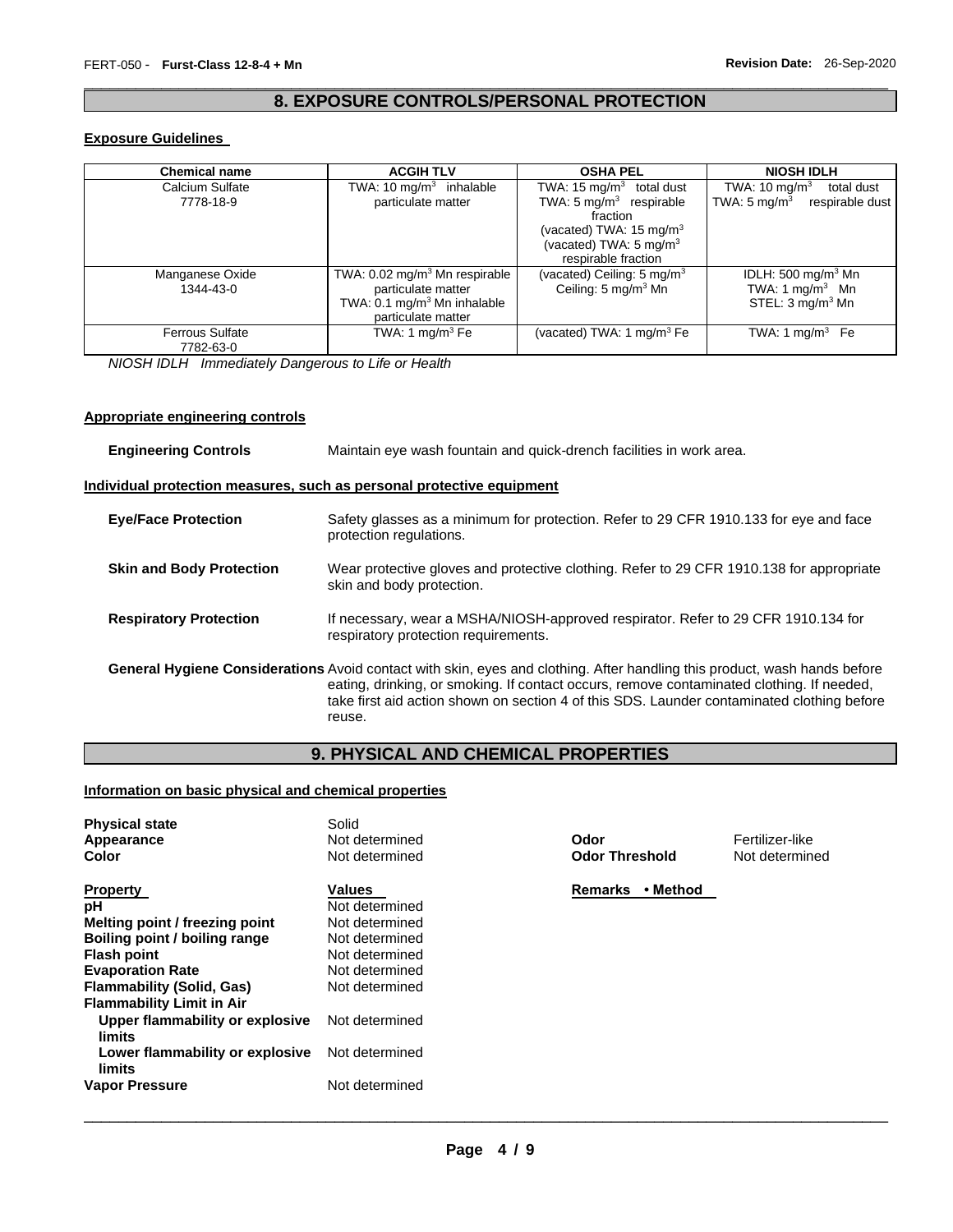## 8. EXPOSURE CONTROLS/PERSONAL PROTECTION

### Exposure Guidelines

| Chemical name | ACGIH TLV | OSHA PEL | NIOSH IDLH |
|---|---|---|---|
| Calcium Sulfate 7778-18-9 | TWA: 10 $mg/m^3$ inhalable particulate matter | TWA: 15 $mg/m^3$ total dust<br>TWA: 5 $mg/m^3$ respirable fraction<br>(vacated) TWA: 15 $mg/m^3$<br>(vacated) TWA: 5 $mg/m^3$ respirable fraction | TWA: 10 $mg/m^3$ total dust<br>TWA: 5 $mg/m^3$ respirable dust |
| Manganese Oxide 1344-43-0 | TWA: 0.02 $mg/m^3$ Mn respirable particulate matter<br>TWA: 0.1 $mg/m^3$ Mn inhalable particulate matter | (vacated) Ceiling: 5 $mg/m^3$<br>Ceiling: 5 $mg/m^3$ Mn | IDLH: 500 $mg/m^3$ Mn<br>TWA: 1 $mg/m^3$ Mn<br>STEL: 3 $mg/m^3$ Mn |
| Ferrous Sulfate 7782-63-0 | TWA: 1 $mg/m^3$ Fe | (vacated) TWA: 1 $mg/m^3$ Fe | TWA: 1 $mg/m^3$ Fe |

*NIOSH IDLH Immediately Dangerous to Life or Health*

### Appropriate engineering controls

**Engineering Controls** Maintain eye wash fountain and quick-drench facilities in work area.

### Individual protection measures, such as personal protective equipment

**Eye/Face Protection** Safety glasses as a minimum for protection. Refer to 29 CFR 1910.133 for eye and face protection regulations.

**Skin and Body Protection** Wear protective gloves and protective clothing. Refer to 29 CFR 1910.138 for appropriate skin and body protection.

**Respiratory Protection** If necessary, wear a MSHA/NIOSH-approved respirator. Refer to 29 CFR 1910.134 for respiratory protection requirements.

**General Hygiene Considerations** Avoid contact with skin, eyes and clothing. After handling this product, wash hands before eating, drinking, or smoking. If contact occurs, remove contaminated clothing. If needed, take first aid action shown on section 4 of this SDS. Launder contaminated clothing before reuse.

## 9. PHYSICAL AND CHEMICAL PROPERTIES

### Information on basic physical and chemical properties

| | | | |
|---|---|---|---|
| **Physical state** | Solid | | |
| **Appearance** | Not determined | **Odor** | Fertilizer-like |
| **Color** | Not determined | **Odor Threshold** | Not determined |

| Property | Values | Remarks • Method |
|---|---|---|
| **pH** | Not determined | |
| **Melting point / freezing point** | Not determined | |
| **Boiling point / boiling range** | Not determined | |
| **Flash point** | Not determined | |
| **Evaporation Rate** | Not determined | |
| **Flammability (Solid, Gas)** | Not determined | |
| **Flammability Limit in Air** | | |
| **Upper flammability or explosive limits** | Not determined | |
| **Lower flammability or explosive limits** | Not determined | |
| **Vapor Pressure** | Not determined | |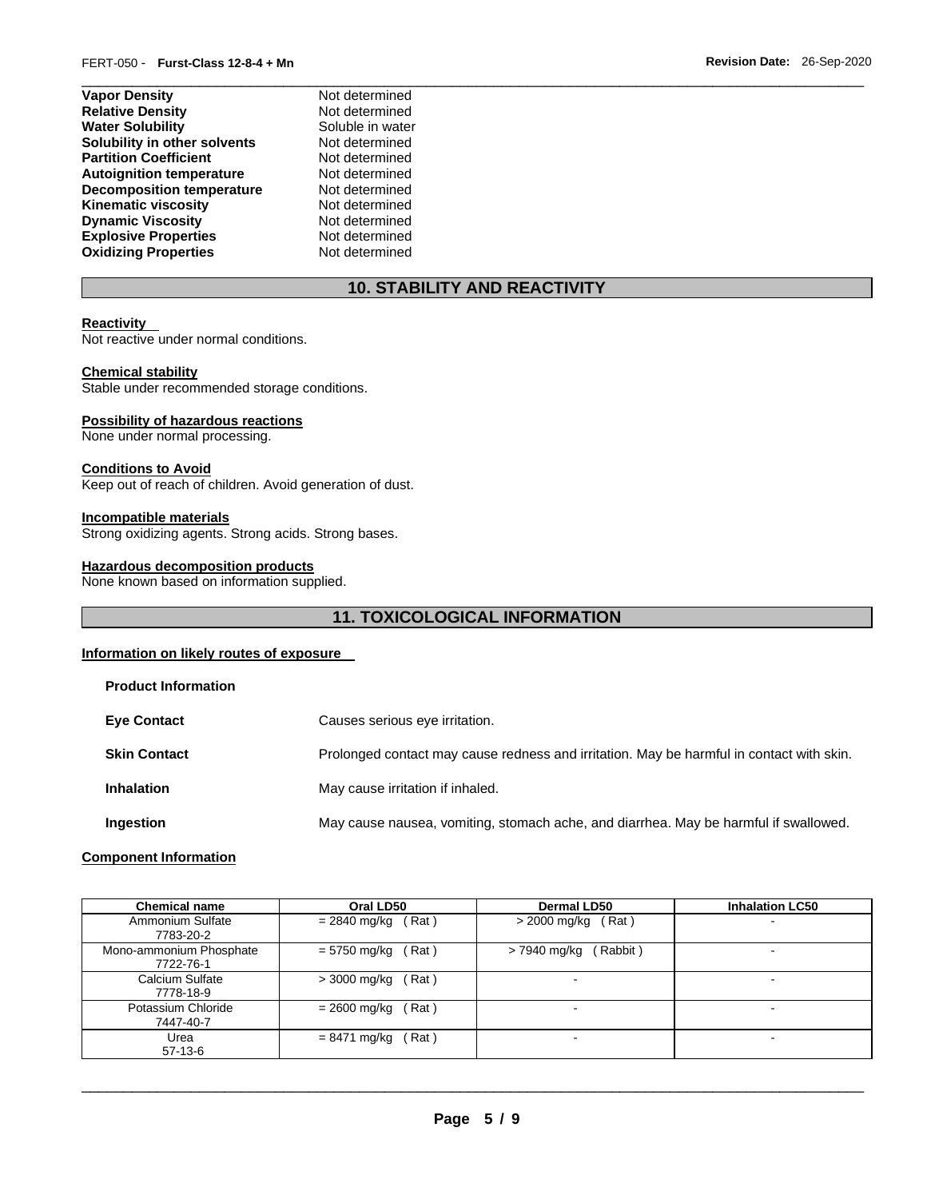| | |
|---|---|
| **Vapor Density** | Not determined |
| **Relative Density** | Not determined |
| **Water Solubility** | Soluble in water |
| **Solubility in other solvents** | Not determined |
| **Partition Coefficient** | Not determined |
| **Autoignition temperature** | Not determined |
| **Decomposition temperature** | Not determined |
| **Kinematic viscosity** | Not determined |
| **Dynamic Viscosity** | Not determined |
| **Explosive Properties** | Not determined |
| **Oxidizing Properties** | Not determined |

## 10. STABILITY AND REACTIVITY

**Reactivity**
Not reactive under normal conditions.

**Chemical stability**
Stable under recommended storage conditions.

**Possibility of hazardous reactions**
None under normal processing.

**Conditions to Avoid**
Keep out of reach of children. Avoid generation of dust.

**Incompatible materials**
Strong oxidizing agents. Strong acids. Strong bases.

**Hazardous decomposition products**
None known based on information supplied.

## 11. TOXICOLOGICAL INFORMATION

**Information on likely routes of exposure**

**Product Information**

| | |
|---|---|
| **Eye Contact** | Causes serious eye irritation. |
| **Skin Contact** | Prolonged contact may cause redness and irritation. May be harmful in contact with skin. |
| **Inhalation** | May cause irritation if inhaled. |
| **Ingestion** | May cause nausea, vomiting, stomach ache, and diarrhea. May be harmful if swallowed. |

**Component Information**

| Chemical name | Oral LD50 | Dermal LD50 | Inhalation LC50 |
|---|---|---|---|
| Ammonium Sulfate 7783-20-2 | = 2840 mg/kg ( Rat ) | > 2000 mg/kg ( Rat ) | - |
| Mono-ammonium Phosphate 7722-76-1 | = 5750 mg/kg ( Rat ) | > 7940 mg/kg ( Rabbit ) | - |
| Calcium Sulfate 7778-18-9 | > 3000 mg/kg ( Rat ) | - | - |
| Potassium Chloride 7447-40-7 | = 2600 mg/kg ( Rat ) | - | - |
| Urea 57-13-6 | = 8471 mg/kg ( Rat ) | - | - |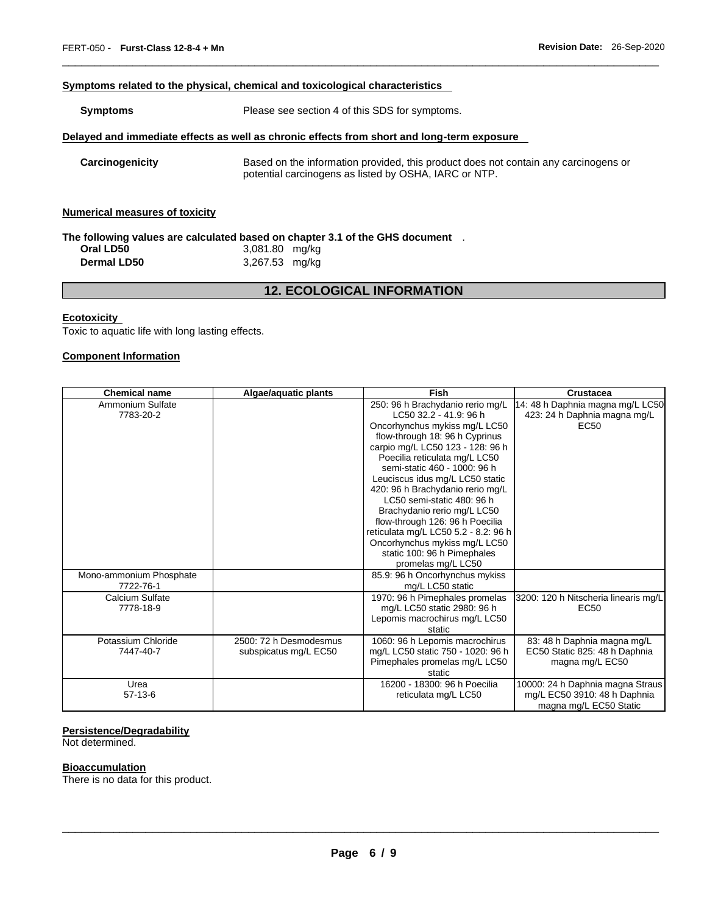**Symptoms related to the physical, chemical and toxicological characteristics**

**Symptoms** Please see section 4 of this SDS for symptoms.

**Delayed and immediate effects as well as chronic effects from short and long-term exposure**

**Carcinogenicity** Based on the information provided, this product does not contain any carcinogens or potential carcinogens as listed by OSHA, IARC or NTP.

**Numerical measures of toxicity**

**The following values are calculated based on chapter 3.1 of the GHS document** .

| | |
|---|---|
| **Oral LD50** | 3,081.80 mg/kg |
| **Dermal LD50** | 3,267.53 mg/kg |

## 12. ECOLOGICAL INFORMATION

**Ecotoxicity**

Toxic to aquatic life with long lasting effects.

**Component Information**

| Chemical name | Algae/aquatic plants | Fish | Crustacea |
|---|---|---|---|
| Ammonium Sulfate 7783-20-2 | | 250: 96 h Brachydanio rerio mg/L LC50 32.2 - 41.9: 96 h Oncorhynchus mykiss mg/L LC50 flow-through 18: 96 h Cyprinus carpio mg/L LC50 123 - 128: 96 h Poecilia reticulata mg/L LC50 semi-static 460 - 1000: 96 h Leuciscus idus mg/L LC50 static 420: 96 h Brachydanio rerio mg/L LC50 semi-static 480: 96 h Brachydanio rerio mg/L LC50 flow-through 126: 96 h Poecilia reticulata mg/L LC50 5.2 - 8.2: 96 h Oncorhynchus mykiss mg/L LC50 static 100: 96 h Pimephales promelas mg/L LC50 | 14: 48 h Daphnia magna mg/L LC50 423: 24 h Daphnia magna mg/L EC50 |
| Mono-ammonium Phosphate 7722-76-1 | | 85.9: 96 h Oncorhynchus mykiss mg/L LC50 static | |
| Calcium Sulfate 7778-18-9 | | 1970: 96 h Pimephales promelas mg/L LC50 static 2980: 96 h Lepomis macrochirus mg/L LC50 static | 3200: 120 h Nitscheria linearis mg/L EC50 |
| Potassium Chloride 7447-40-7 | 2500: 72 h Desmodesmus subspicatus mg/L EC50 | 1060: 96 h Lepomis macrochirus mg/L LC50 static 750 - 1020: 96 h Pimephales promelas mg/L LC50 static | 83: 48 h Daphnia magna mg/L EC50 Static 825: 48 h Daphnia magna mg/L EC50 |
| Urea 57-13-6 | | 16200 - 18300: 96 h Poecilia reticulata mg/L LC50 | 10000: 24 h Daphnia magna Straus mg/L EC50 3910: 48 h Daphnia magna mg/L EC50 Static |

**Persistence/Degradability**

Not determined.

**Bioaccumulation**

There is no data for this product.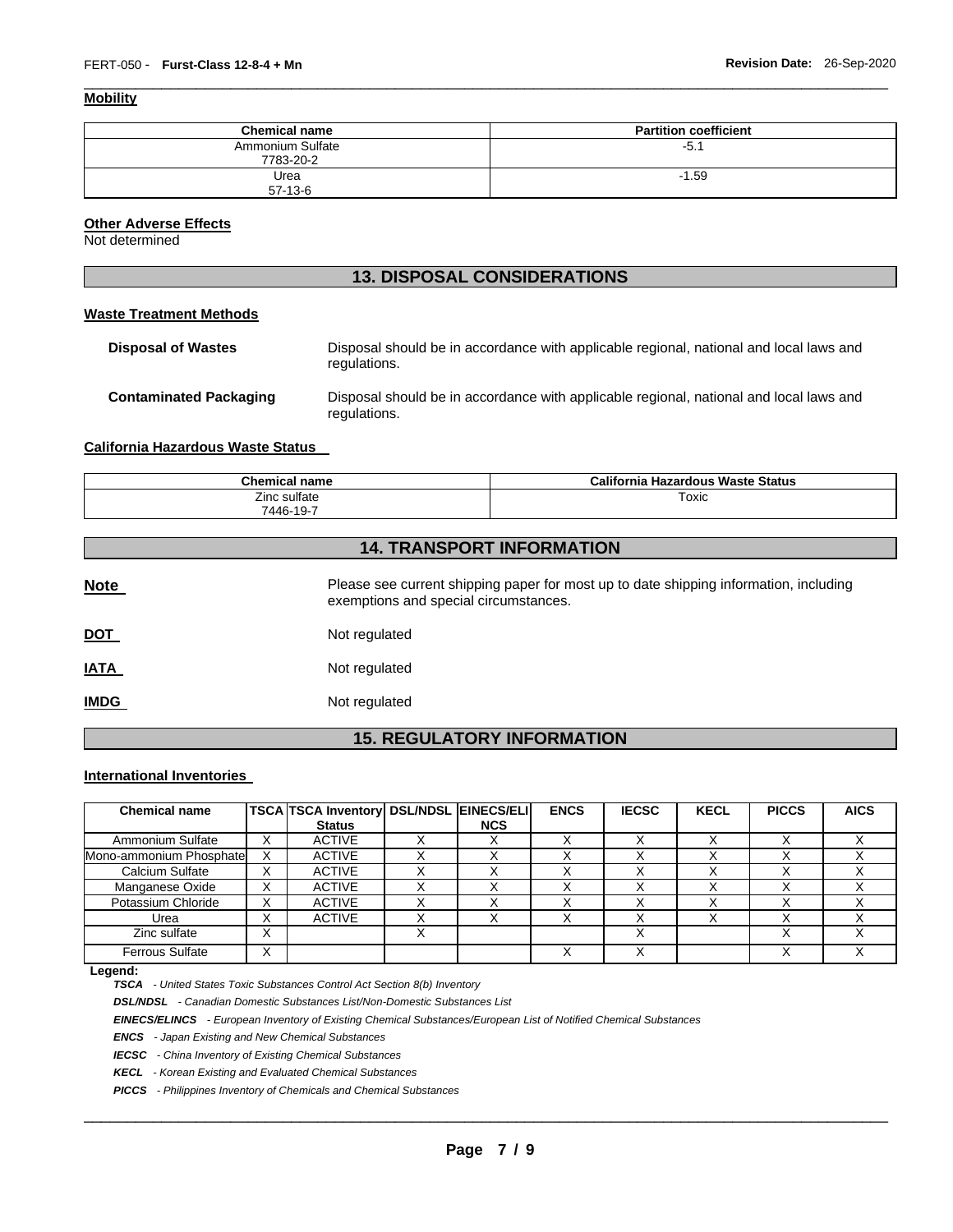**Mobility**

| Chemical name | Partition coefficient |
|---|---|
| Ammonium Sulfate 7783-20-2 | -5.1 |
| Urea 57-13-6 | -1.59 |

**Other Adverse Effects**
Not determined

## 13. DISPOSAL CONSIDERATIONS

**Waste Treatment Methods**

**Disposal of Wastes** Disposal should be in accordance with applicable regional, national and local laws and regulations.

**Contaminated Packaging** Disposal should be in accordance with applicable regional, national and local laws and regulations.

**California Hazardous Waste Status**

| Chemical name | California Hazardous Waste Status |
|---|---|
| Zinc sulfate 7446-19-7 | Toxic |

## 14. TRANSPORT INFORMATION

**Note** Please see current shipping paper for most up to date shipping information, including exemptions and special circumstances.

**DOT** Not regulated

**IATA** Not regulated

**IMDG** Not regulated

## 15. REGULATORY INFORMATION

**International Inventories**

| Chemical name | TSCA | TSCA Inventory Status | DSL/NDSL | EINECS/ELINCS | ENCS | IECSC | KECL | PICCS | AICS |
|---|---|---|---|---|---|---|---|---|---|
| Ammonium Sulfate | X | ACTIVE | X | X | X | X | X | X | X |
| Mono-ammonium Phosphate | X | ACTIVE | X | X | X | X | X | X | X |
| Calcium Sulfate | X | ACTIVE | X | X | X | X | X | X | X |
| Manganese Oxide | X | ACTIVE | X | X | X | X | X | X | X |
| Potassium Chloride | X | ACTIVE | X | X | X | X | X | X | X |
| Urea | X | ACTIVE | X | X | X | X | X | X | X |
| Zinc sulfate | X | | X | | | X | | X | X |
| Ferrous Sulfate | X | | | | X | X | | X | X |

**Legend:**
*TSCA - United States Toxic Substances Control Act Section 8(b) Inventory*
*DSL/NDSL - Canadian Domestic Substances List/Non-Domestic Substances List*
*EINECS/ELINCS - European Inventory of Existing Chemical Substances/European List of Notified Chemical Substances*
*ENCS - Japan Existing and New Chemical Substances*
*IECSC - China Inventory of Existing Chemical Substances*
*KECL - Korean Existing and Evaluated Chemical Substances*
*PICCS - Philippines Inventory of Chemicals and Chemical Substances*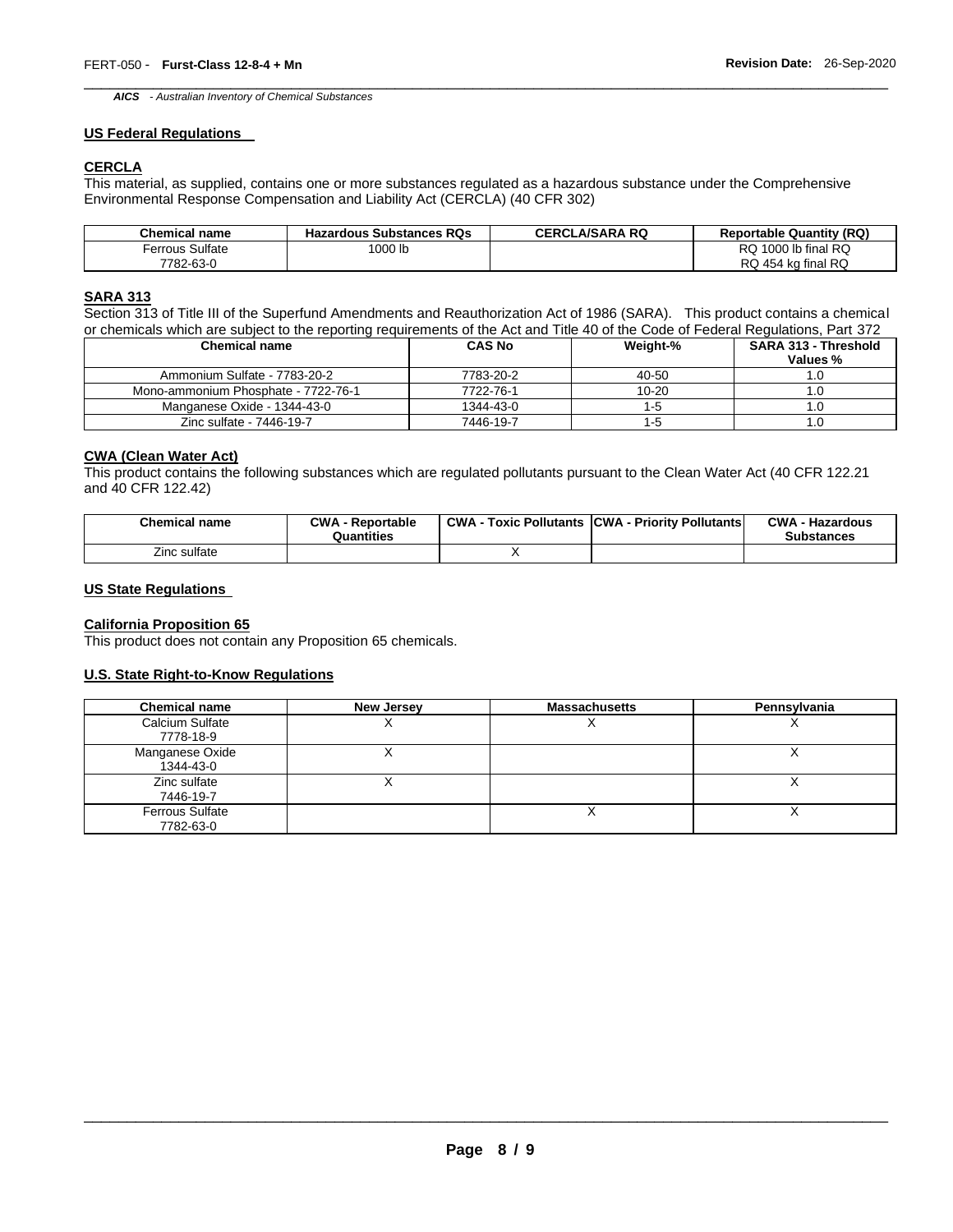***AICS*** *- Australian Inventory of Chemical Substances*

## US Federal Regulations

### CERCLA

This material, as supplied, contains one or more substances regulated as a hazardous substance under the Comprehensive Environmental Response Compensation and Liability Act (CERCLA) (40 CFR 302)

| Chemical name | Hazardous Substances RQs | CERCLA/SARA RQ | Reportable Quantity (RQ) |
|---|---|---|---|
| Ferrous Sulfate 7782-63-0 | 1000 lb | | RQ 1000 lb final RQ RQ 454 kg final RQ |

### SARA 313

Section 313 of Title III of the Superfund Amendments and Reauthorization Act of 1986 (SARA). This product contains a chemical or chemicals which are subject to the reporting requirements of the Act and Title 40 of the Code of Federal Regulations, Part 372

| Chemical name | CAS No | Weight-% | SARA 313 - Threshold Values % |
|---|---|---|---|
| Ammonium Sulfate - 7783-20-2 | 7783-20-2 | 40-50 | 1.0 |
| Mono-ammonium Phosphate - 7722-76-1 | 7722-76-1 | 10-20 | 1.0 |
| Manganese Oxide - 1344-43-0 | 1344-43-0 | 1-5 | 1.0 |
| Zinc sulfate - 7446-19-7 | 7446-19-7 | 1-5 | 1.0 |

### CWA (Clean Water Act)

This product contains the following substances which are regulated pollutants pursuant to the Clean Water Act (40 CFR 122.21 and 40 CFR 122.42)

| Chemical name | CWA - Reportable Quantities | CWA - Toxic Pollutants | CWA - Priority Pollutants | CWA - Hazardous Substances |
|---|---|---|---|---|
| Zinc sulfate | | X | | |

## US State Regulations

### California Proposition 65

This product does not contain any Proposition 65 chemicals.

### U.S. State Right-to-Know Regulations

| Chemical name | New Jersey | Massachusetts | Pennsylvania |
|---|---|---|---|
| Calcium Sulfate 7778-18-9 | X | X | X |
| Manganese Oxide 1344-43-0 | X | | X |
| Zinc sulfate 7446-19-7 | X | | X |
| Ferrous Sulfate 7782-63-0 | | X | X |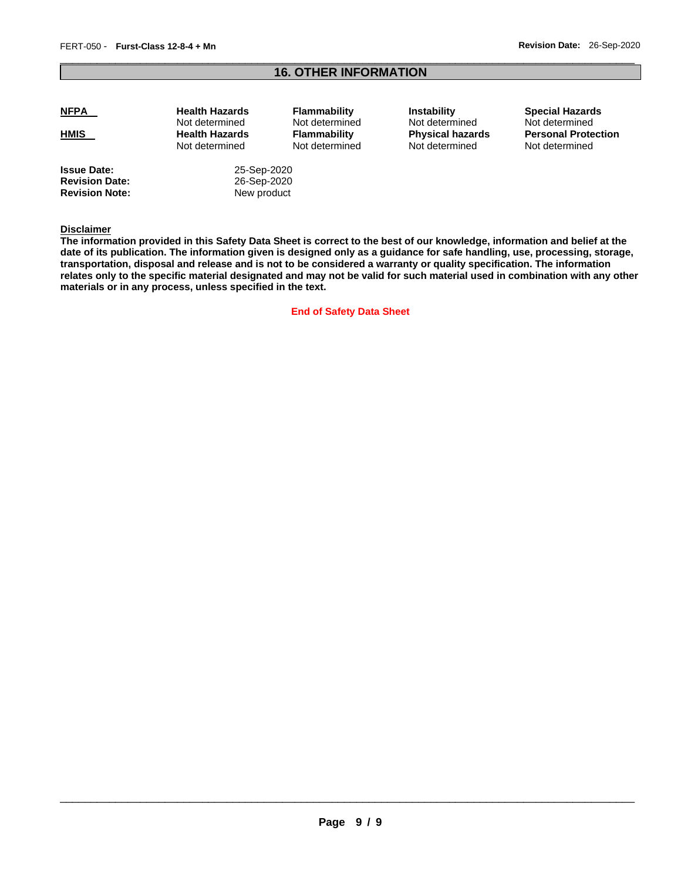## 16. OTHER INFORMATION

| | | | | |
|---|---|---|---|---|
| **NFPA** | **Health Hazards**<br>Not determined | **Flammability**<br>Not determined | **Instability**<br>Not determined | **Special Hazards**<br>Not determined |
| **HMIS** | **Health Hazards**<br>Not determined | **Flammability**<br>Not determined | **Physical hazards**<br>Not determined | **Personal Protection**<br>Not determined |

**Issue Date:** 25-Sep-2020
**Revision Date:** 26-Sep-2020
**Revision Note:** New product

**Disclaimer**

**The information provided in this Safety Data Sheet is correct to the best of our knowledge, information and belief at the date of its publication. The information given is designed only as a guidance for safe handling, use, processing, storage, transportation, disposal and release and is not to be considered a warranty or quality specification. The information relates only to the specific material designated and may not be valid for such material used in combination with any other materials or in any process, unless specified in the text.**

**End of Safety Data Sheet**